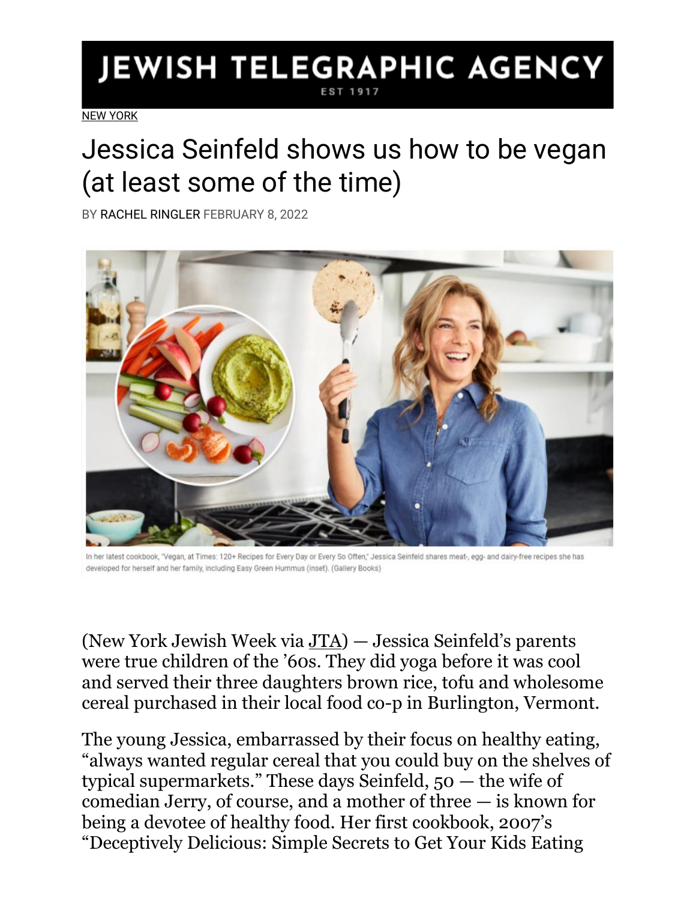JEWISH TELEGRAPHIC AGENCY
EST 1917

NEW YORK

# Jessica Seinfeld shows us how to be vegan (at least some of the time)

BY RACHEL RINGLER FEBRUARY 8, 2022

In her latest cookbook, "Vegan, at Times: 120+ Recipes for Every Day or Every So Often," Jessica Seinfeld shares meat-, egg- and dairy-free recipes she has developed for herself and her family, including Easy Green Hummus (inset). (Gallery Books)

(New York Jewish Week via JTA) — Jessica Seinfeld's parents were true children of the '60s. They did yoga before it was cool and served their three daughters brown rice, tofu and wholesome cereal purchased in their local food co-p in Burlington, Vermont.

The young Jessica, embarrassed by their focus on healthy eating, "always wanted regular cereal that you could buy on the shelves of typical supermarkets." These days Seinfeld, 50 — the wife of comedian Jerry, of course, and a mother of three — is known for being a devotee of healthy food. Her first cookbook, 2007's "Deceptively Delicious: Simple Secrets to Get Your Kids Eating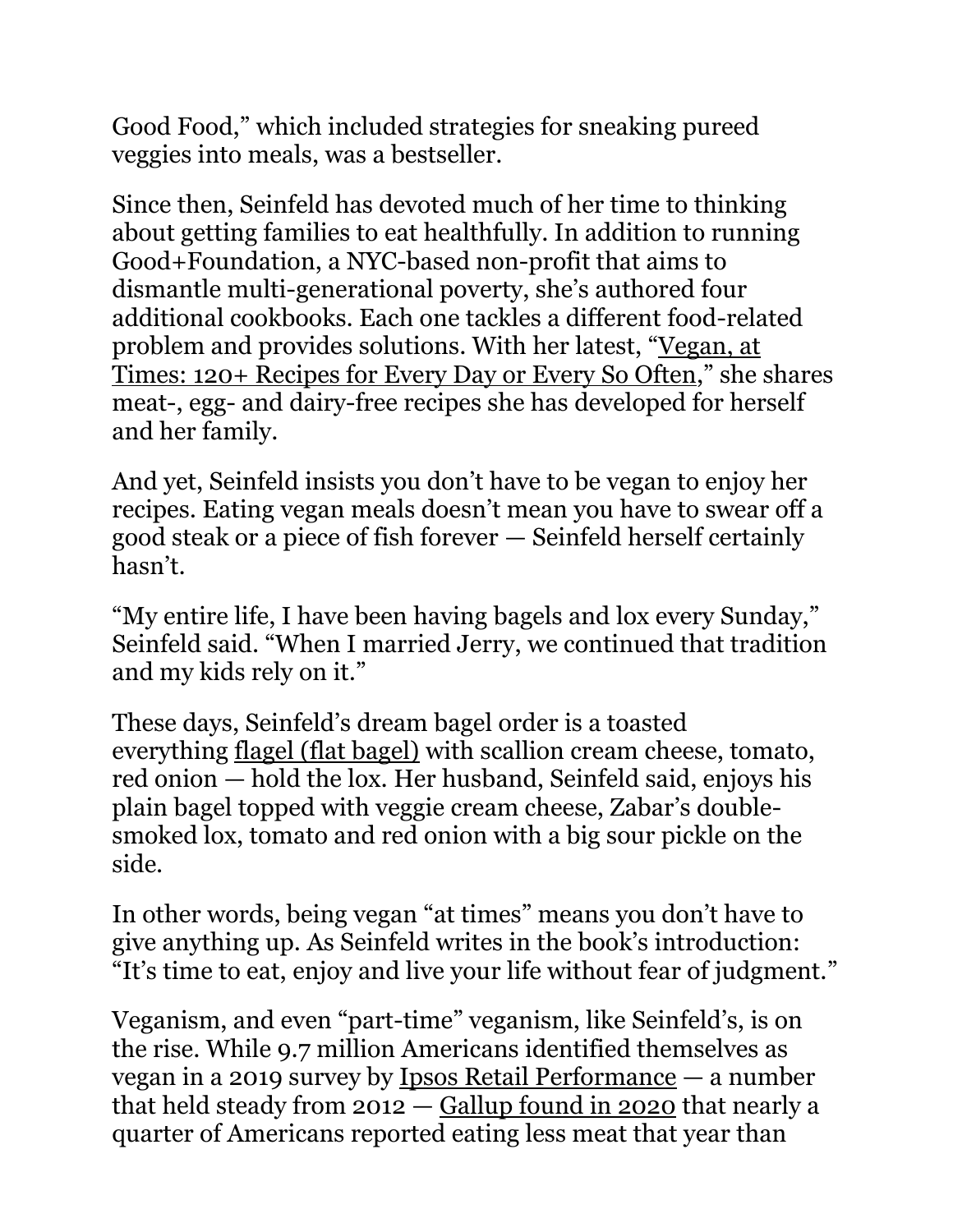Good Food," which included strategies for sneaking pureed veggies into meals, was a bestseller.

Since then, Seinfeld has devoted much of her time to thinking about getting families to eat healthfully. In addition to running Good+Foundation, a NYC-based non-profit that aims to dismantle multi-generational poverty, she's authored four additional cookbooks. Each one tackles a different food-related problem and provides solutions. With her latest, "Vegan, at Times: 120+ Recipes for Every Day or Every So Often," she shares meat-, egg- and dairy-free recipes she has developed for herself and her family.

And yet, Seinfeld insists you don't have to be vegan to enjoy her recipes. Eating vegan meals doesn't mean you have to swear off a good steak or a piece of fish forever — Seinfeld herself certainly hasn't.

"My entire life, I have been having bagels and lox every Sunday," Seinfeld said. "When I married Jerry, we continued that tradition and my kids rely on it."

These days, Seinfeld's dream bagel order is a toasted everything flagel (flat bagel) with scallion cream cheese, tomato, red onion — hold the lox. Her husband, Seinfeld said, enjoys his plain bagel topped with veggie cream cheese, Zabar's double-smoked lox, tomato and red onion with a big sour pickle on the side.

In other words, being vegan "at times" means you don't have to give anything up. As Seinfeld writes in the book's introduction: "It's time to eat, enjoy and live your life without fear of judgment."

Veganism, and even "part-time" veganism, like Seinfeld's, is on the rise. While 9.7 million Americans identified themselves as vegan in a 2019 survey by Ipsos Retail Performance — a number that held steady from 2012 — Gallup found in 2020 that nearly a quarter of Americans reported eating less meat that year than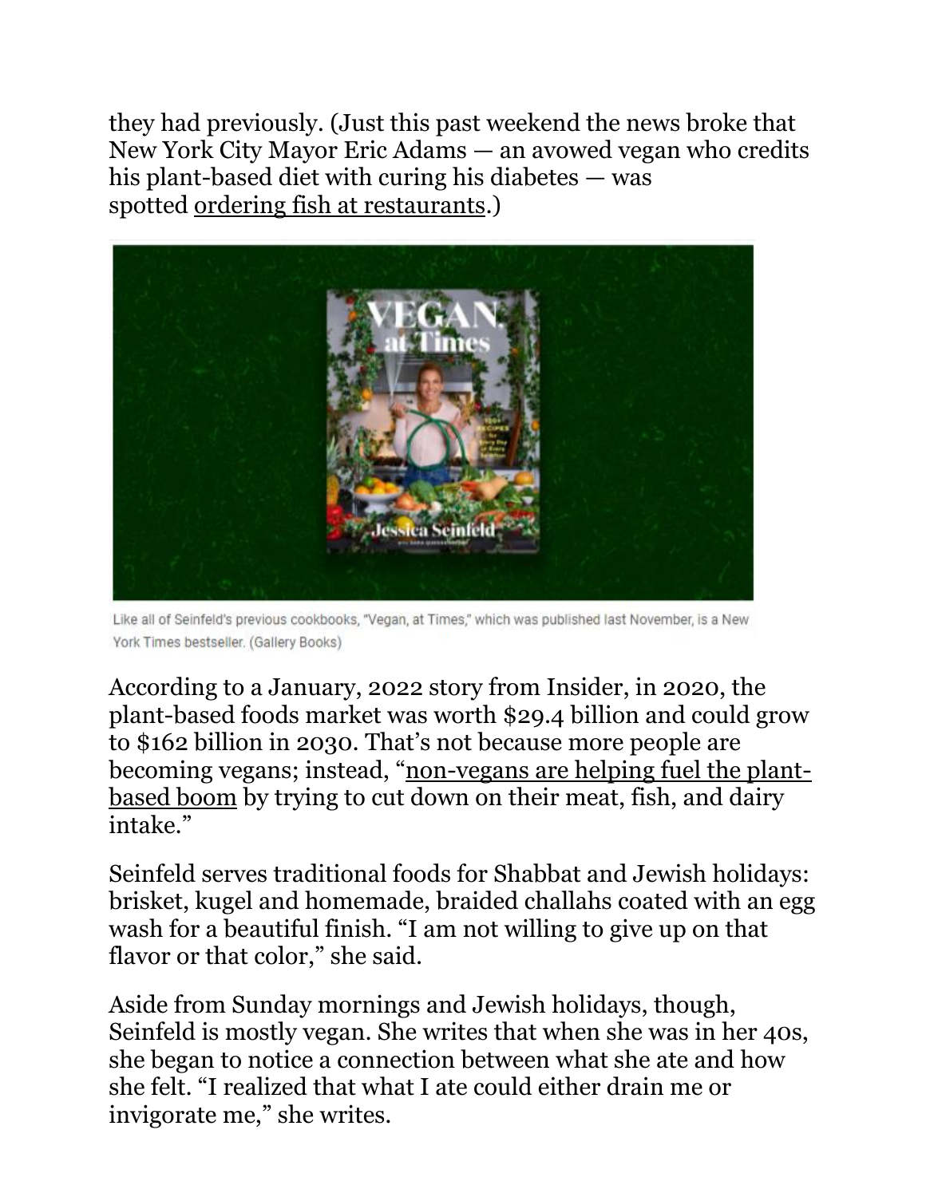they had previously. (Just this past weekend the news broke that New York City Mayor Eric Adams — an avowed vegan who credits his plant-based diet with curing his diabetes — was spotted ordering fish at restaurants.)

Like all of Seinfeld's previous cookbooks, "Vegan, at Times," which was published last November, is a New York Times bestseller. (Gallery Books)

According to a January, 2022 story from Insider, in 2020, the plant-based foods market was worth $29.4 billion and could grow to $162 billion in 2030. That's not because more people are becoming vegans; instead, "non-vegans are helping fuel the plant-based boom by trying to cut down on their meat, fish, and dairy intake."

Seinfeld serves traditional foods for Shabbat and Jewish holidays: brisket, kugel and homemade, braided challahs coated with an egg wash for a beautiful finish. "I am not willing to give up on that flavor or that color," she said.

Aside from Sunday mornings and Jewish holidays, though, Seinfeld is mostly vegan. She writes that when she was in her 40s, she began to notice a connection between what she ate and how she felt. "I realized that what I ate could either drain me or invigorate me," she writes.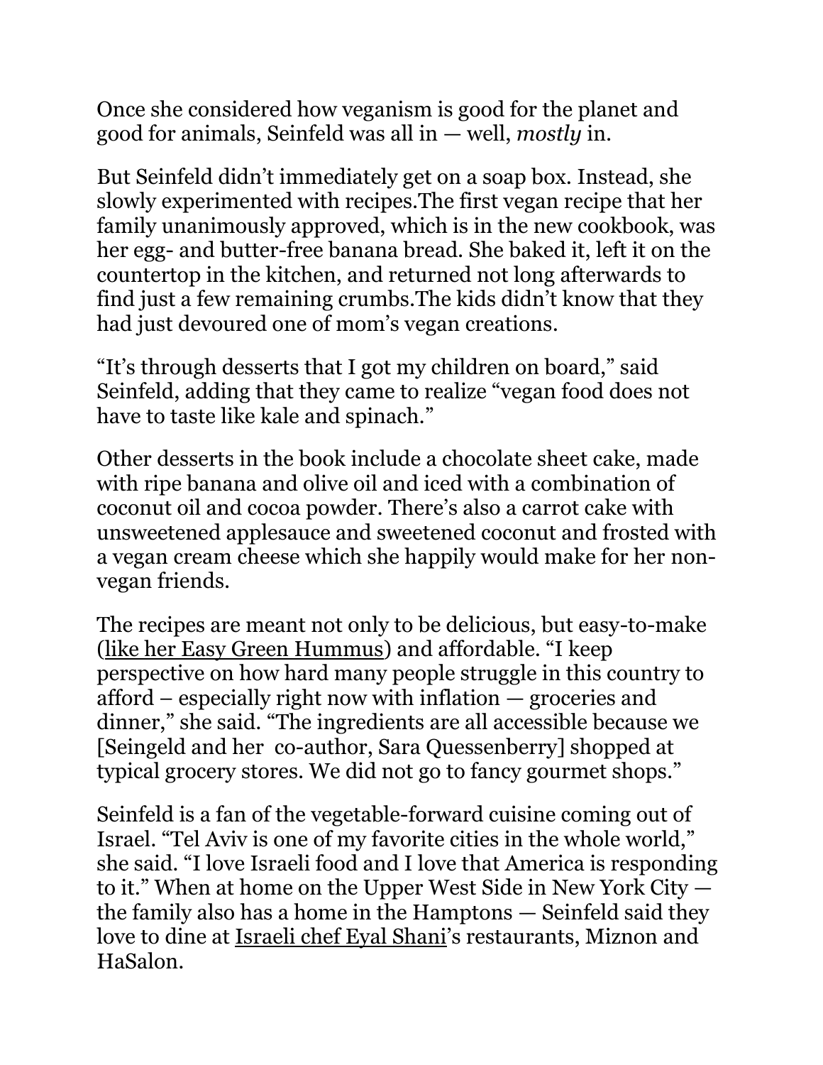Once she considered how veganism is good for the planet and good for animals, Seinfeld was all in — well, *mostly* in.

But Seinfeld didn't immediately get on a soap box. Instead, she slowly experimented with recipes.The first vegan recipe that her family unanimously approved, which is in the new cookbook, was her egg- and butter-free banana bread. She baked it, left it on the countertop in the kitchen, and returned not long afterwards to find just a few remaining crumbs.The kids didn't know that they had just devoured one of mom's vegan creations.

"It's through desserts that I got my children on board," said Seinfeld, adding that they came to realize "vegan food does not have to taste like kale and spinach."

Other desserts in the book include a chocolate sheet cake, made with ripe banana and olive oil and iced with a combination of coconut oil and cocoa powder. There's also a carrot cake with unsweetened applesauce and sweetened coconut and frosted with a vegan cream cheese which she happily would make for her non-vegan friends.

The recipes are meant not only to be delicious, but easy-to-make (like her Easy Green Hummus) and affordable. "I keep perspective on how hard many people struggle in this country to afford – especially right now with inflation — groceries and dinner," she said. "The ingredients are all accessible because we [Seingeld and her  co-author, Sara Quessenberry] shopped at typical grocery stores. We did not go to fancy gourmet shops."

Seinfeld is a fan of the vegetable-forward cuisine coming out of Israel. "Tel Aviv is one of my favorite cities in the whole world," she said. "I love Israeli food and I love that America is responding to it." When at home on the Upper West Side in New York City — the family also has a home in the Hamptons — Seinfeld said they love to dine at Israeli chef Eyal Shani's restaurants, Miznon and HaSalon.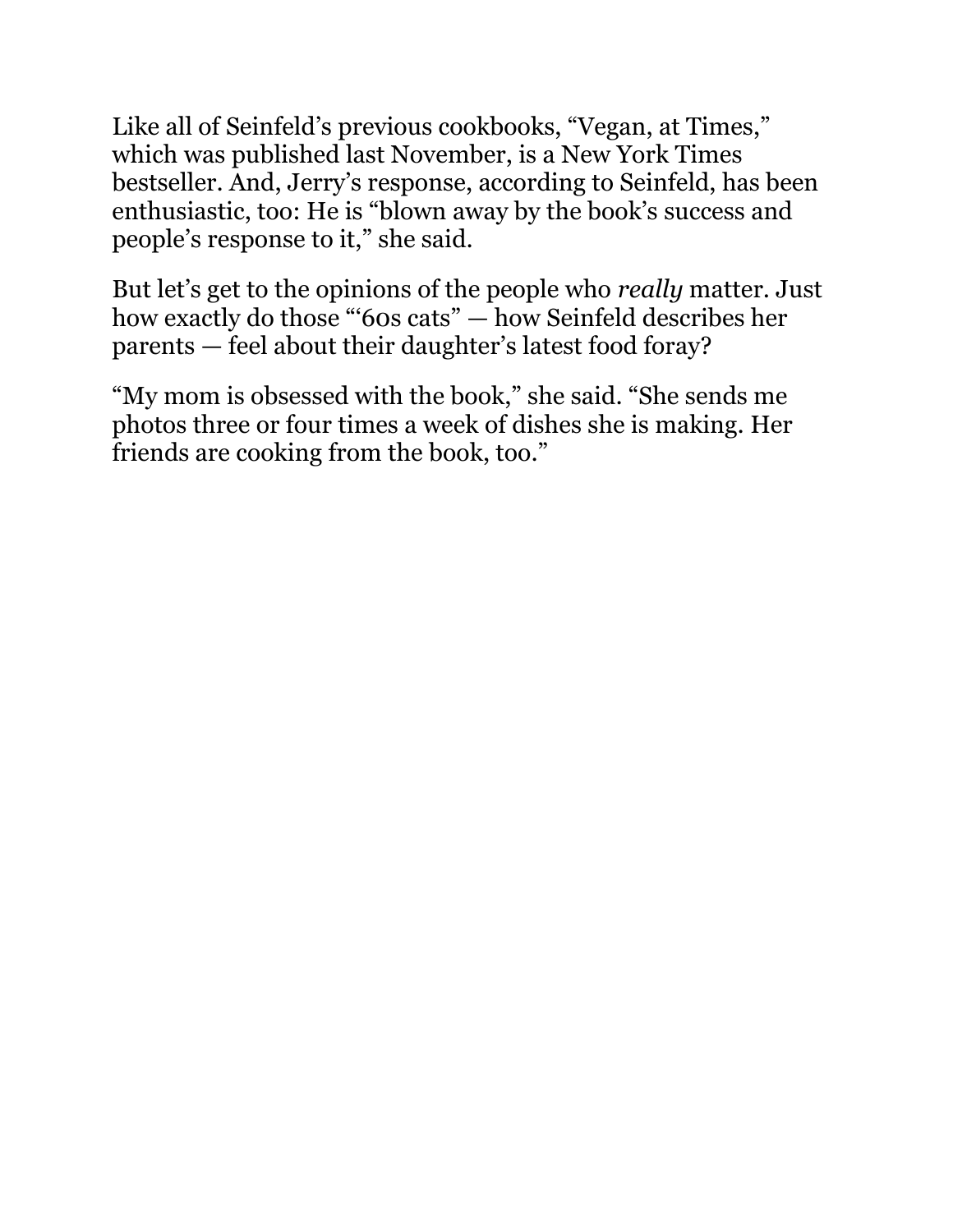Like all of Seinfeld's previous cookbooks, "Vegan, at Times," which was published last November, is a New York Times bestseller. And, Jerry's response, according to Seinfeld, has been enthusiastic, too: He is "blown away by the book's success and people's response to it," she said.

But let's get to the opinions of the people who *really* matter. Just how exactly do those "'60s cats" — how Seinfeld describes her parents — feel about their daughter's latest food foray?

"My mom is obsessed with the book," she said. "She sends me photos three or four times a week of dishes she is making. Her friends are cooking from the book, too."